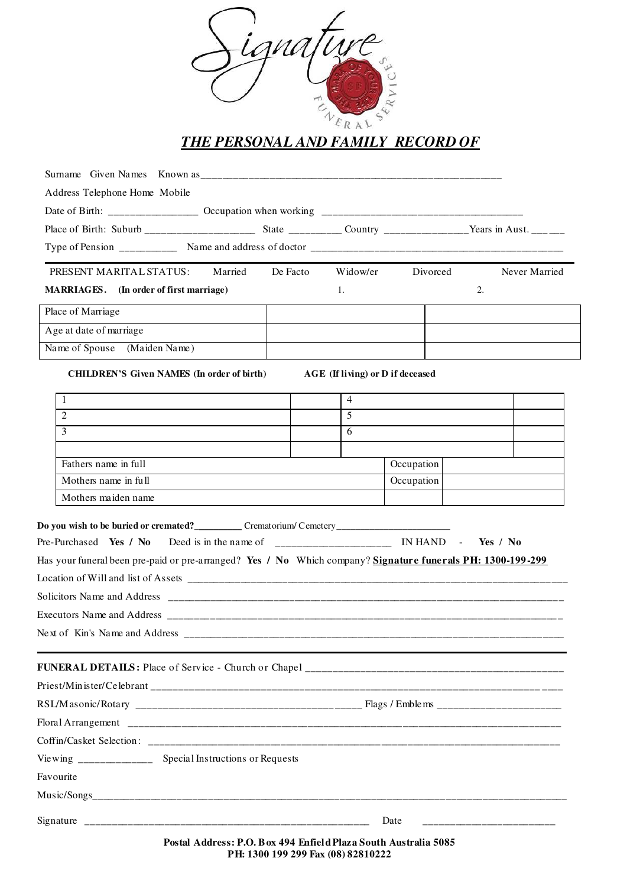# THE PERSONAL AND FAMILY RECORD OF

Surname Given Names Known as____________________________________________________________

Address Telephone Home Mobile

Date of Birth: _________________ Occupation when working ______________________________________

Place of Birth: Suburb _____________________ State __________ Country ________________Years in Aust. ______

Type of Pension ___________ Name and address of doctor ______________________________________________________

PRESENT MARITAL STATUS: Married De Facto Widow/er Divorced Never Married

**MARRIAGES. (In order of first marriage)**

| | 1. | 2. |
|---|---|---|
| Place of Marriage | | |
| Age at date of marriage | | |
| Name of Spouse (Maiden Name) | | |

**CHILDREN'S Given NAMES (In order of birth)** **AGE (If living) or D if deceased**

| | | | |
|---|---|---|---|
| 1 | | 4 | |
| 2 | | 5 | |
| 3 | | 6 | |
| | | | |

| | | |
|---|---|---|
| Fathers name in full | Occupation | |
| Mothers name in full | Occupation | |
| Mothers maiden name | | |

**Do you wish to be buried or cremated?__________** Crematorium/Cemetery_______________________

Pre-Purchased **Yes / No** Deed is in the name of _______________________ IN HAND - **Yes / No**

Has your funeral been pre-paid or pre-arranged? **Yes / No** Which company? **Signature funerals PH: 1300-199-299**

Location of Will and list of Assets ______________________________________________________________________________

Solicitors Name and Address _____________________________________________________________________________

Executors Name and Address _____________________________________________________________________________

Next of Kin's Name and Address ___________________________________________________________________________

**FUNERAL DETAILS:** Place of Service - Church or Chapel _________________________________________________

Priest/Minister/Celebrant _______________________________________________________________________________

RSL/Masonic/Rotary ___________________________________________ Flags / Emblems ________________________

Floral Arrangement ____________________________________________________________________________________

Coffin/Casket Selection: ________________________________________________________________________________

Viewing ______________ Special Instructions or Requests

Favourite

Music/Songs_________________________________________________________________________________________

Signature ________________________________________________________ Date __________________________

**Postal Address: P.O. Box 494 Enfield Plaza South Australia 5085**
**PH: 1300 199 299 Fax (08) 82810222**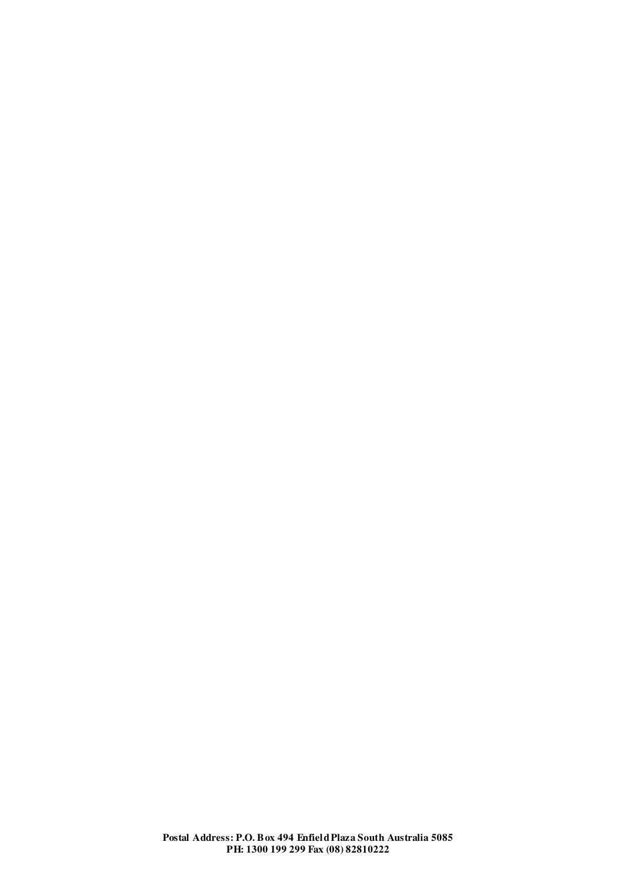**Postal Address: P.O. Box 494 Enfield Plaza South Australia 5085**
**PH: 1300 199 299 Fax (08) 82810222**